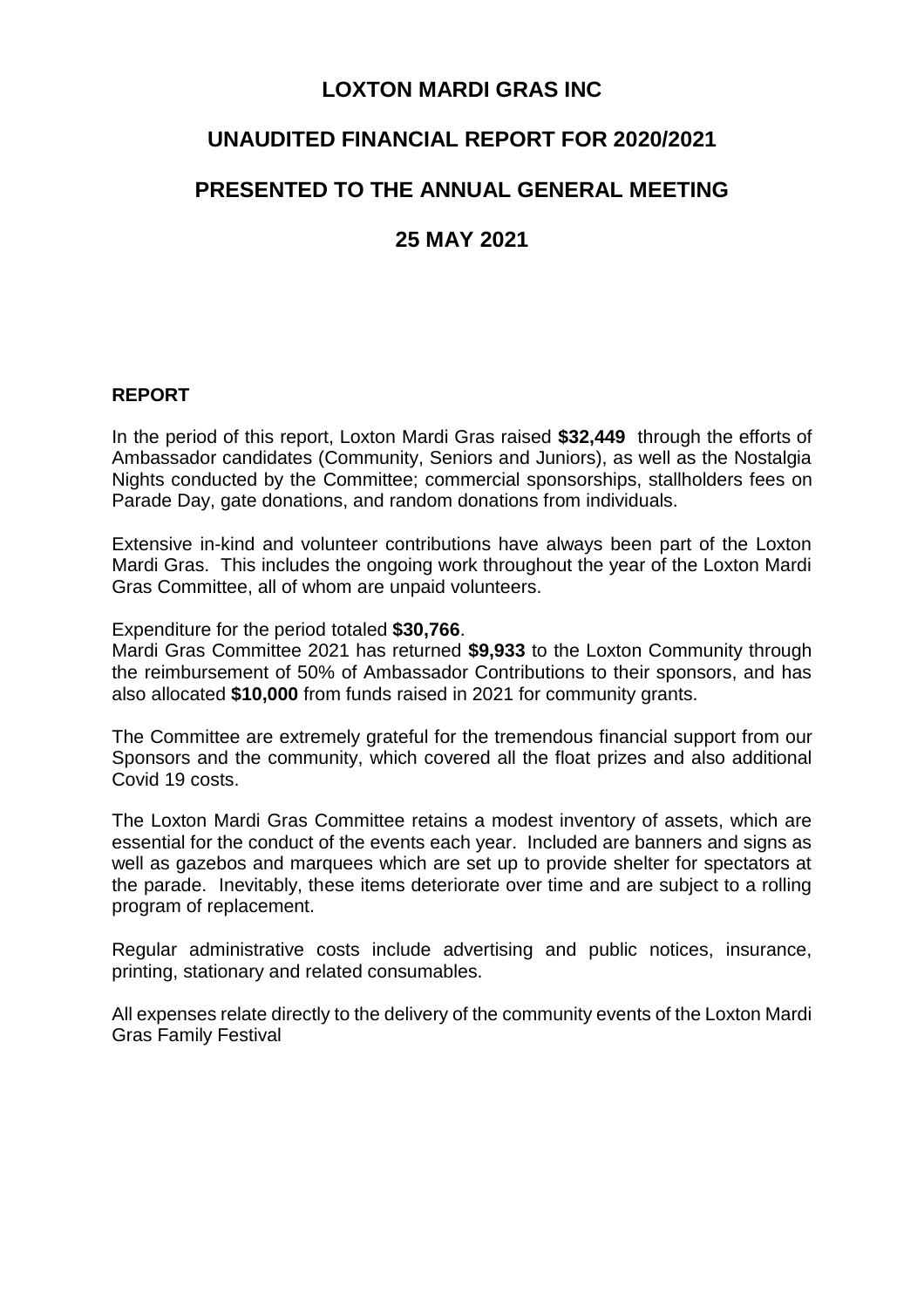# LOXTON MARDI GRAS INC

## UNAUDITED FINANCIAL REPORT FOR 2020/2021

## PRESENTED TO THE ANNUAL GENERAL MEETING

## 25 MAY 2021

### REPORT

In the period of this report, Loxton Mardi Gras raised **$32,449** through the efforts of Ambassador candidates (Community, Seniors and Juniors), as well as the Nostalgia Nights conducted by the Committee; commercial sponsorships, stallholders fees on Parade Day, gate donations, and random donations from individuals.

Extensive in-kind and volunteer contributions have always been part of the Loxton Mardi Gras. This includes the ongoing work throughout the year of the Loxton Mardi Gras Committee, all of whom are unpaid volunteers.

Expenditure for the period totaled **$30,766**.
Mardi Gras Committee 2021 has returned **$9,933** to the Loxton Community through the reimbursement of 50% of Ambassador Contributions to their sponsors, and has also allocated **$10,000** from funds raised in 2021 for community grants.

The Committee are extremely grateful for the tremendous financial support from our Sponsors and the community, which covered all the float prizes and also additional Covid 19 costs.

The Loxton Mardi Gras Committee retains a modest inventory of assets, which are essential for the conduct of the events each year. Included are banners and signs as well as gazebos and marquees which are set up to provide shelter for spectators at the parade. Inevitably, these items deteriorate over time and are subject to a rolling program of replacement.

Regular administrative costs include advertising and public notices, insurance, printing, stationary and related consumables.

All expenses relate directly to the delivery of the community events of the Loxton Mardi Gras Family Festival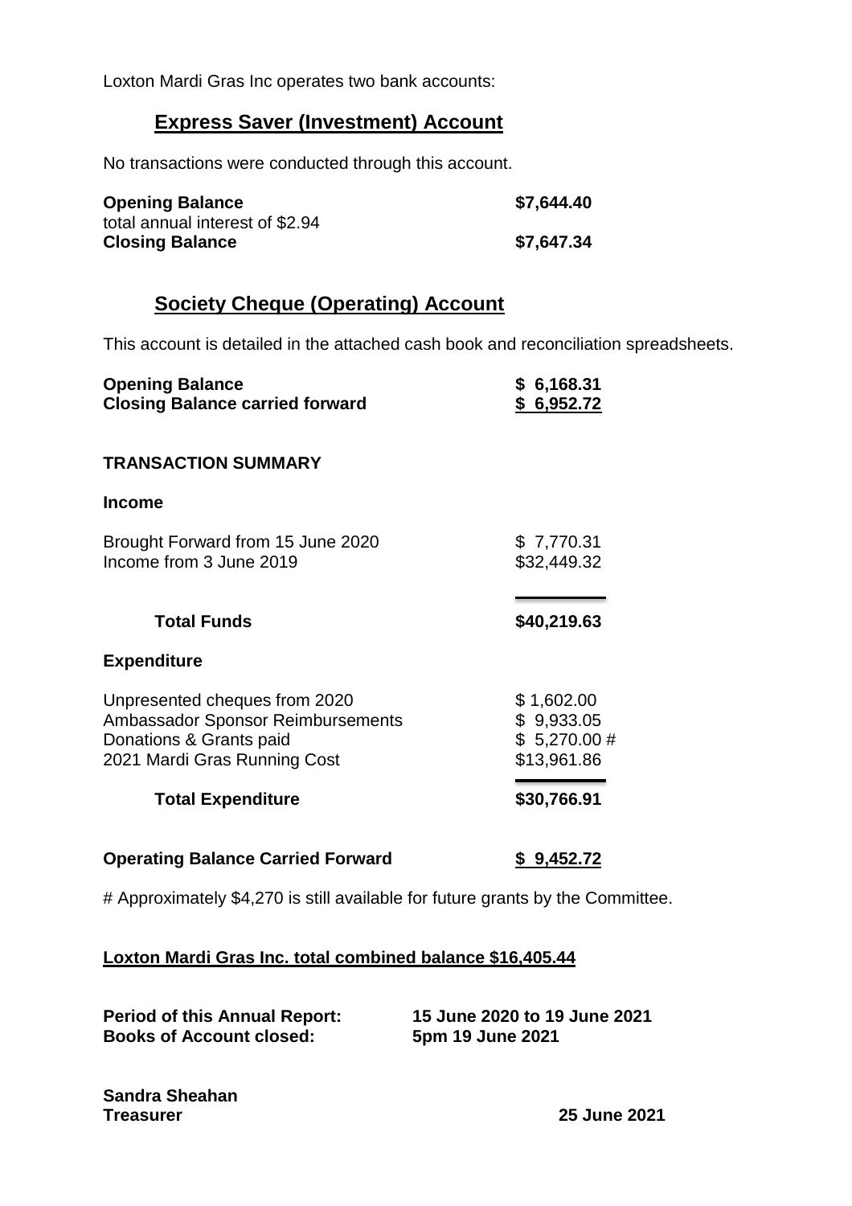Loxton Mardi Gras Inc operates two bank accounts:

## Express Saver (Investment) Account

No transactions were conducted through this account.

| | |
|---|---|
| **Opening Balance** | **$7,644.40** |
| total annual interest of $2.94 | |
| **Closing Balance** | **$7,647.34** |

## Society Cheque (Operating) Account

This account is detailed in the attached cash book and reconciliation spreadsheets.

| | |
|---|---|
| **Opening Balance** | **$ 6,168.31** |
| **Closing Balance carried forward** | **$ 6,952.72** |

**TRANSACTION SUMMARY**

**Income**

| | |
|---|---|
| Brought Forward from 15 June 2020 | $ 7,770.31 |
| Income from 3 June 2019 | $32,449.32 |
| **Total Funds** | **$40,219.63** |

**Expenditure**

| | |
|---|---|
| Unpresented cheques from 2020 | $ 1,602.00 |
| Ambassador Sponsor Reimbursements | $ 9,933.05 |
| Donations & Grants paid | $ 5,270.00 # |
| 2021 Mardi Gras Running Cost | $13,961.86 |
| **Total Expenditure** | **$30,766.91** |

| | |
|---|---|
| **Operating Balance Carried Forward** | **$ 9,452.72** |

# Approximately $4,270 is still available for future grants by the Committee.

**Loxton Mardi Gras Inc. total combined balance $16,405.44**

| | |
|---|---|
| **Period of this Annual Report:** | **15 June 2020 to 19 June 2021** |
| **Books of Account closed:** | **5pm 19 June 2021** |

**Sandra Sheahan**
**Treasurer** **25 June 2021**